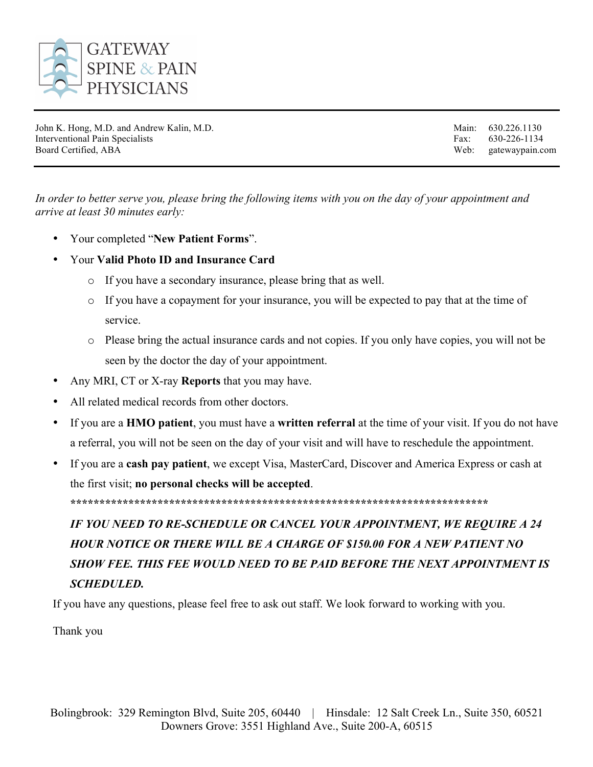# GATEWAY SPINE & PAIN PHYSICIANS

John K. Hong, M.D. and Andrew Kalin, M.D.
Interventional Pain Specialists
Board Certified, ABA

Main: 630.226.1130
Fax: 630-226-1134
Web: gatewaypain.com

---

*In order to better serve you, please bring the following items with you on the day of your appointment and arrive at least 30 minutes early:*

- Your completed "**New Patient Forms**".
- Your **Valid Photo ID and Insurance Card**
  - If you have a secondary insurance, please bring that as well.
  - If you have a copayment for your insurance, you will be expected to pay that at the time of service.
  - Please bring the actual insurance cards and not copies. If you only have copies, you will not be seen by the doctor the day of your appointment.
- Any MRI, CT or X-ray **Reports** that you may have.
- All related medical records from other doctors.
- If you are a **HMO patient**, you must have a **written referral** at the time of your visit. If you do not have a referral, you will not be seen on the day of your visit and will have to reschedule the appointment.
- If you are a **cash pay patient**, we except Visa, MasterCard, Discover and America Express or cash at the first visit; **no personal checks will be accepted**.

  **************************************************************************

  ***IF YOU NEED TO RE-SCHEDULE OR CANCEL YOUR APPOINTMENT, WE REQUIRE A 24 HOUR NOTICE OR THERE WILL BE A CHARGE OF $150.00 FOR A NEW PATIENT NO SHOW FEE. THIS FEE WOULD NEED TO BE PAID BEFORE THE NEXT APPOINTMENT IS SCHEDULED.***

If you have any questions, please feel free to ask out staff. We look forward to working with you.

Thank you

Bolingbrook: 329 Remington Blvd, Suite 205, 60440 | Hinsdale: 12 Salt Creek Ln., Suite 350, 60521
Downers Grove: 3551 Highland Ave., Suite 200-A, 60515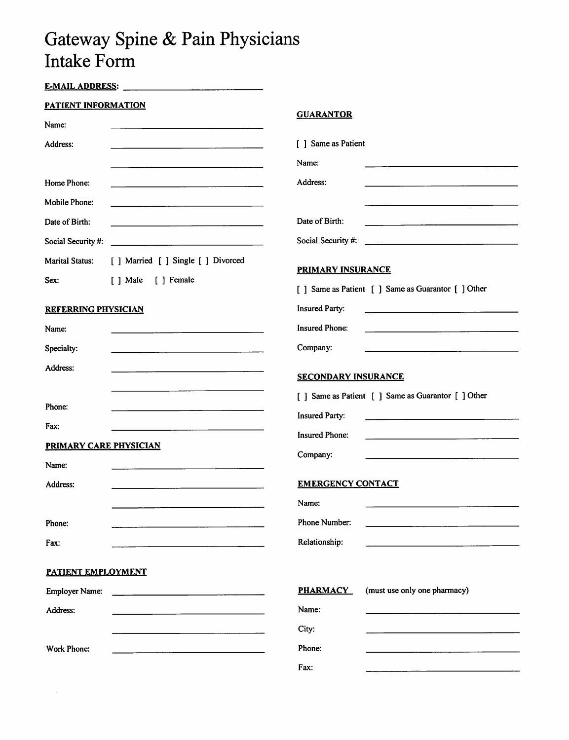# Gateway Spine & Pain Physicians
# Intake Form

**E-MAIL ADDRESS:** ______________________________

## PATIENT INFORMATION

Name: ______________________________

Address: ______________________________

______________________________

Home Phone: ______________________________

Mobile Phone: ______________________________

Date of Birth: ______________________________

Social Security #: ______________________________

Marital Status: [ ] Married [ ] Single [ ] Divorced

Sex: [ ] Male [ ] Female

## REFERRING PHYSICIAN

Name: ______________________________

Specialty: ______________________________

Address: ______________________________

______________________________

Phone: ______________________________

Fax: ______________________________

## PRIMARY CARE PHYSICIAN

Name: ______________________________

Address: ______________________________

______________________________

Phone: ______________________________

Fax: ______________________________

## PATIENT EMPLOYMENT

Employer Name: ______________________________

Address: ______________________________

______________________________

Work Phone: ______________________________

## GUARANTOR

[ ] Same as Patient

Name: ______________________________

Address: ______________________________

______________________________

Date of Birth: ______________________________

Social Security #: ______________________________

## PRIMARY INSURANCE

[ ] Same as Patient [ ] Same as Guarantor [ ] Other

Insured Party: ______________________________

Insured Phone: ______________________________

Company: ______________________________

## SECONDARY INSURANCE

[ ] Same as Patient [ ] Same as Guarantor [ ] Other

Insured Party: ______________________________

Insured Phone: ______________________________

Company: ______________________________

## EMERGENCY CONTACT

Name: ______________________________

Phone Number: ______________________________

Relationship: ______________________________

## PHARMACY (must use only one pharmacy)

Name: ______________________________

City: ______________________________

Phone: ______________________________

Fax: ______________________________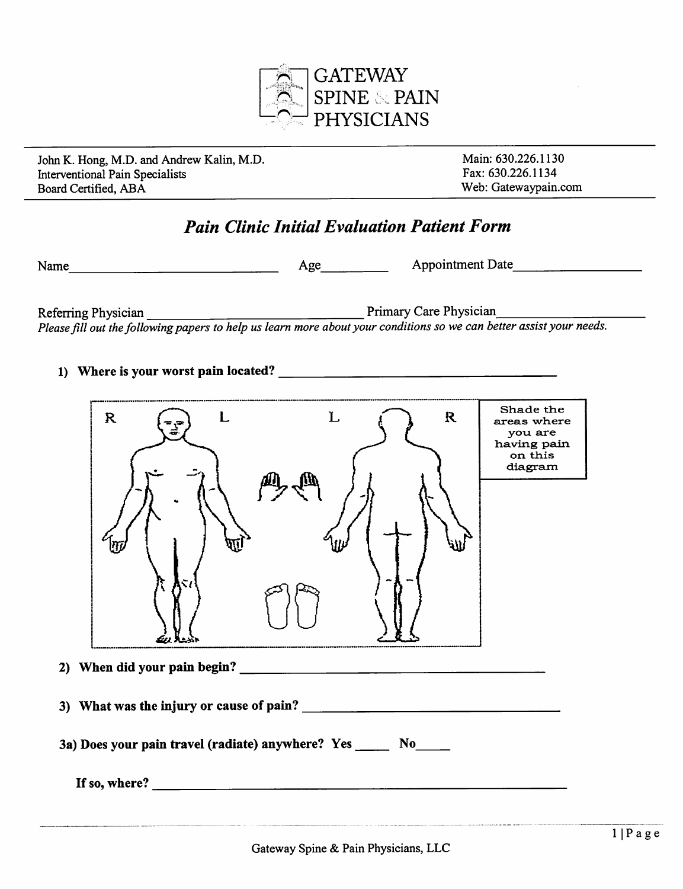# GATEWAY SPINE & PAIN PHYSICIANS

John K. Hong, M.D. and Andrew Kalin, M.D.
Interventional Pain Specialists
Board Certified, ABA

Main: 630.226.1130
Fax: 630.226.1134
Web: Gatewaypain.com

## *Pain Clinic Initial Evaluation Patient Form*

Name_______________________________ Age_________ Appointment Date___________________

Referring Physician _______________________________ Primary Care Physician____________________

*Please fill out the following papers to help us learn more about your conditions so we can better assist your needs.*

**1) Where is your worst pain located?** ________________________________________

R L L R

Shade the areas where you are having pain on this diagram

**2) When did your pain begin?** ________________________________________

**3) What was the injury or cause of pain?** ________________________________________

**3a) Does your pain travel (radiate) anywhere? Yes _____ No_____**

**If so, where?** ________________________________________________________

Gateway Spine & Pain Physicians, LLC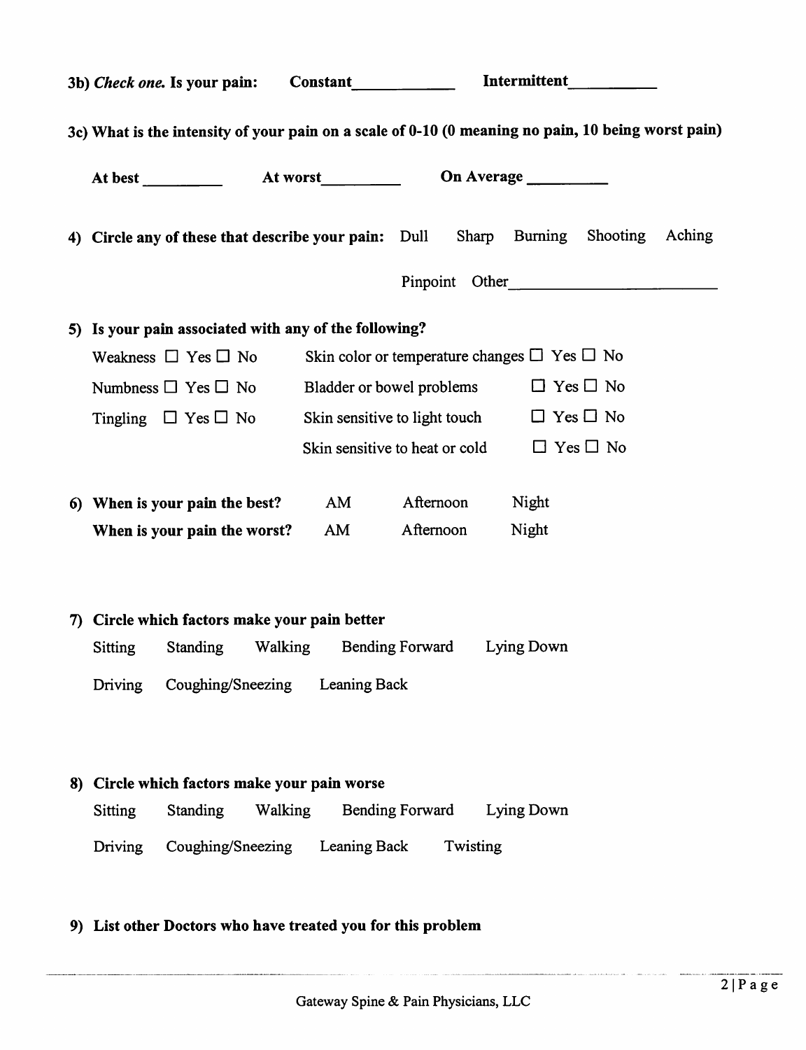**3b)** ***Check one.*** **Is your pain: Constant\_\_\_\_\_\_\_\_\_\_\_\_ Intermittent\_\_\_\_\_\_\_\_\_\_\_**

**3c) What is the intensity of your pain on a scale of 0-10 (0 meaning no pain, 10 being worst pain)**

**At best \_\_\_\_\_\_\_\_\_\_ At worst\_\_\_\_\_\_\_\_\_\_ On Average \_\_\_\_\_\_\_\_\_\_**

**4) Circle any of these that describe your pain:** Dull Sharp Burning Shooting Aching Pinpoint Other\_\_\_\_\_\_\_\_\_\_\_\_\_\_\_\_\_\_\_\_\_\_\_\_\_\_

**5) Is your pain associated with any of the following?**

| | | | |
|---|---|---|---|
| Weakness | ☐ Yes ☐ No | Skin color or temperature changes | ☐ Yes ☐ No |
| Numbness | ☐ Yes ☐ No | Bladder or bowel problems | ☐ Yes ☐ No |
| Tingling | ☐ Yes ☐ No | Skin sensitive to light touch | ☐ Yes ☐ No |
| | | Skin sensitive to heat or cold | ☐ Yes ☐ No |

**6) When is your pain the best?** AM Afternoon Night

**When is your pain the worst?** AM Afternoon Night

**7) Circle which factors make your pain better**

Sitting Standing Walking Bending Forward Lying Down

Driving Coughing/Sneezing Leaning Back

**8) Circle which factors make your pain worse**

Sitting Standing Walking Bending Forward Lying Down

Driving Coughing/Sneezing Leaning Back Twisting

**9) List other Doctors who have treated you for this problem**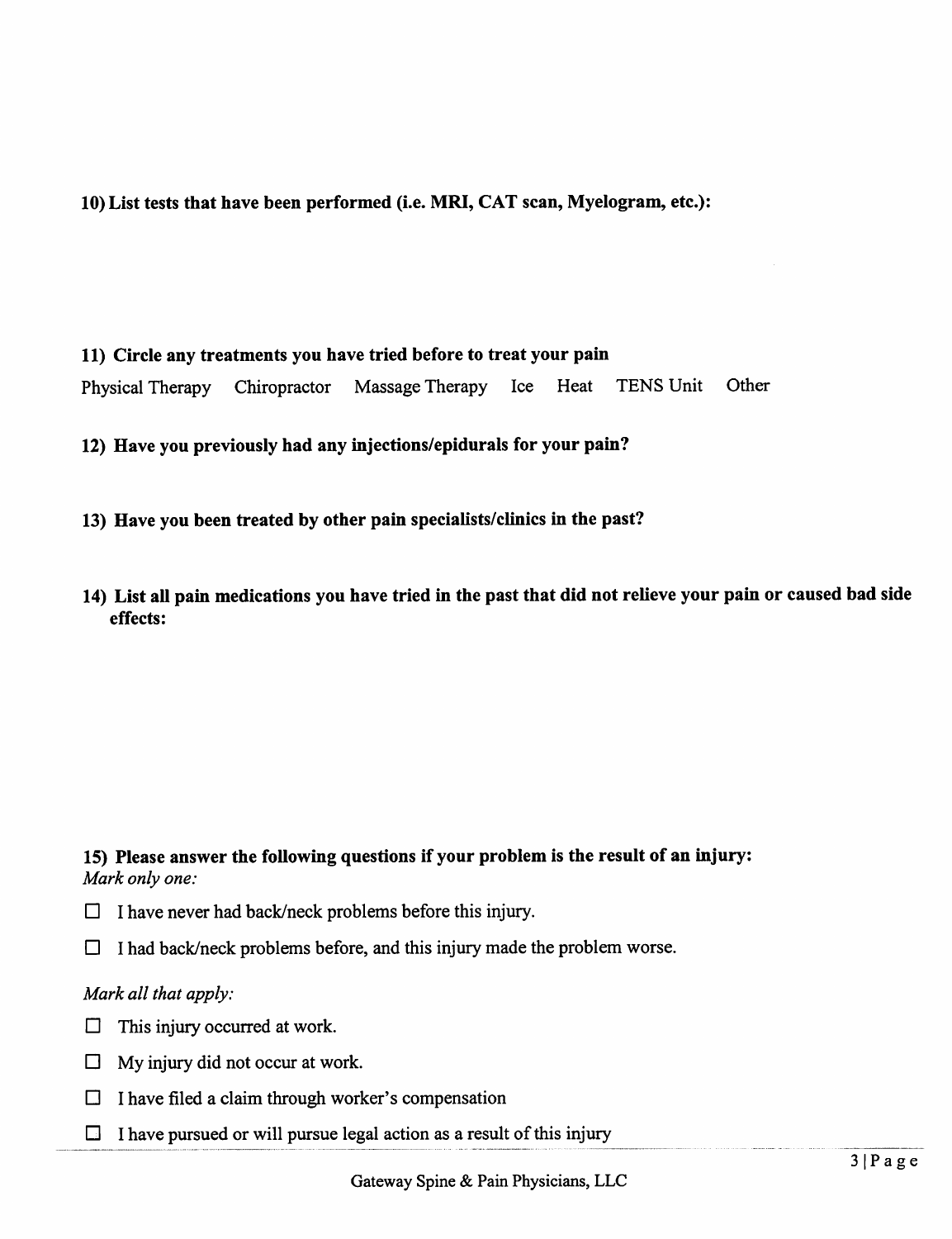**10) List tests that have been performed (i.e. MRI, CAT scan, Myelogram, etc.):**

**11) Circle any treatments you have tried before to treat your pain**

Physical Therapy  Chiropractor  Massage Therapy  Ice  Heat  TENS Unit  Other

**12) Have you previously had any injections/epidurals for your pain?**

**13) Have you been treated by other pain specialists/clinics in the past?**

**14) List all pain medications you have tried in the past that did not relieve your pain or caused bad side effects:**

**15) Please answer the following questions if your problem is the result of an injury:**

*Mark only one:*

- ☐ I have never had back/neck problems before this injury.
- ☐ I had back/neck problems before, and this injury made the problem worse.

*Mark all that apply:*

- ☐ This injury occurred at work.
- ☐ My injury did not occur at work.
- ☐ I have filed a claim through worker's compensation
- ☐ I have pursued or will pursue legal action as a result of this injury

Gateway Spine & Pain Physicians, LLC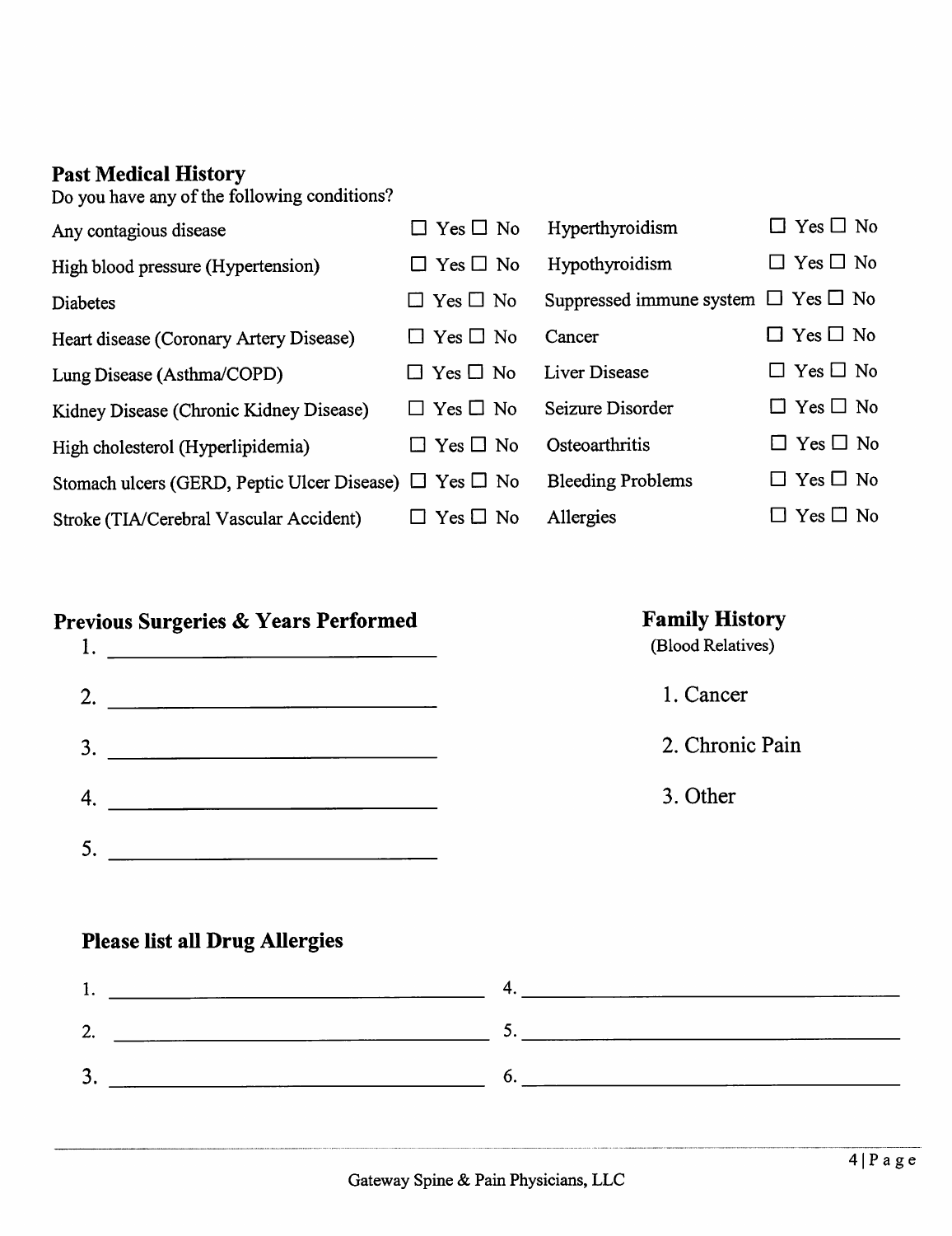## Past Medical History

Do you have any of the following conditions?

| Condition | | Condition | |
|---|---|---|---|
| Any contagious disease | ☐ Yes ☐ No | Hyperthyroidism | ☐ Yes ☐ No |
| High blood pressure (Hypertension) | ☐ Yes ☐ No | Hypothyroidism | ☐ Yes ☐ No |
| Diabetes | ☐ Yes ☐ No | Suppressed immune system | ☐ Yes ☐ No |
| Heart disease (Coronary Artery Disease) | ☐ Yes ☐ No | Cancer | ☐ Yes ☐ No |
| Lung Disease (Asthma/COPD) | ☐ Yes ☐ No | Liver Disease | ☐ Yes ☐ No |
| Kidney Disease (Chronic Kidney Disease) | ☐ Yes ☐ No | Seizure Disorder | ☐ Yes ☐ No |
| High cholesterol (Hyperlipidemia) | ☐ Yes ☐ No | Osteoarthritis | ☐ Yes ☐ No |
| Stomach ulcers (GERD, Peptic Ulcer Disease) | ☐ Yes ☐ No | Bleeding Problems | ☐ Yes ☐ No |
| Stroke (TIA/Cerebral Vascular Accident) | ☐ Yes ☐ No | Allergies | ☐ Yes ☐ No |

## Previous Surgeries & Years Performed

1. ______________________________
2. ______________________________
3. ______________________________
4. ______________________________
5. ______________________________

## Family History

(Blood Relatives)

1. Cancer
2. Chronic Pain
3. Other

## Please list all Drug Allergies

1. ______________________________
2. ______________________________
3. ______________________________
4. ______________________________
5. ______________________________
6. ______________________________

Gateway Spine & Pain Physicians, LLC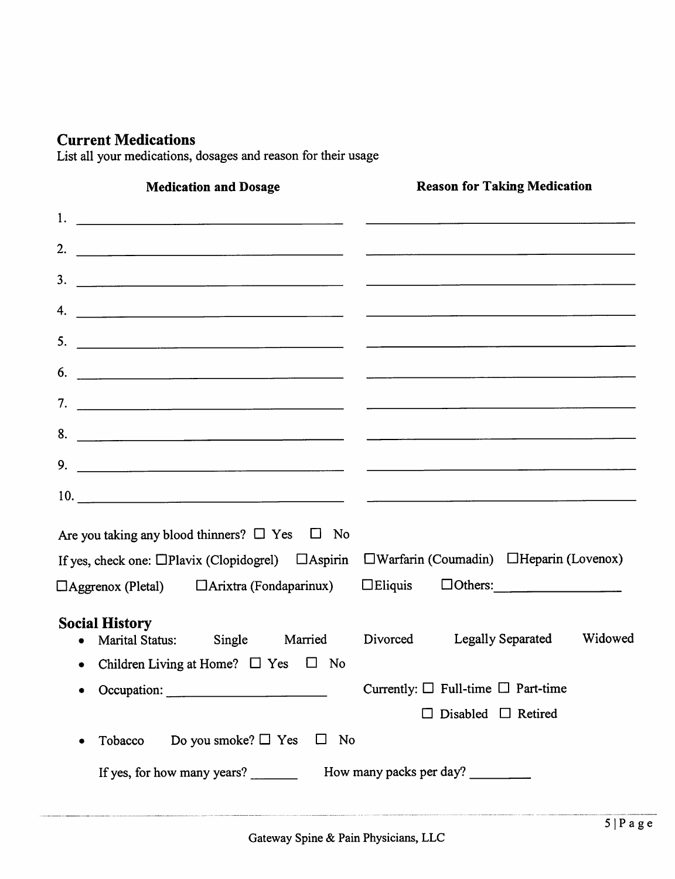## Current Medications

List all your medications, dosages and reason for their usage

| Medication and Dosage | Reason for Taking Medication |
|---|---|
| 1. | |
| 2. | |
| 3. | |
| 4. | |
| 5. | |
| 6. | |
| 7. | |
| 8. | |
| 9. | |
| 10. | |

Are you taking any blood thinners? ☐ Yes ☐ No

If yes, check one: ☐Plavix (Clopidogrel) ☐Aspirin ☐Warfarin (Coumadin) ☐Heparin (Lovenox)

☐Aggrenox (Pletal) ☐Arixtra (Fondaparinux) ☐Eliquis ☐Others: ________________

## Social History

- Marital Status: Single Married Divorced Legally Separated Widowed
- Children Living at Home? ☐ Yes ☐ No
- Occupation: ____________________ Currently: ☐ Full-time ☐ Part-time ☐ Disabled ☐ Retired
- Tobacco Do you smoke? ☐ Yes ☐ No

  If yes, for how many years? _______ How many packs per day? _________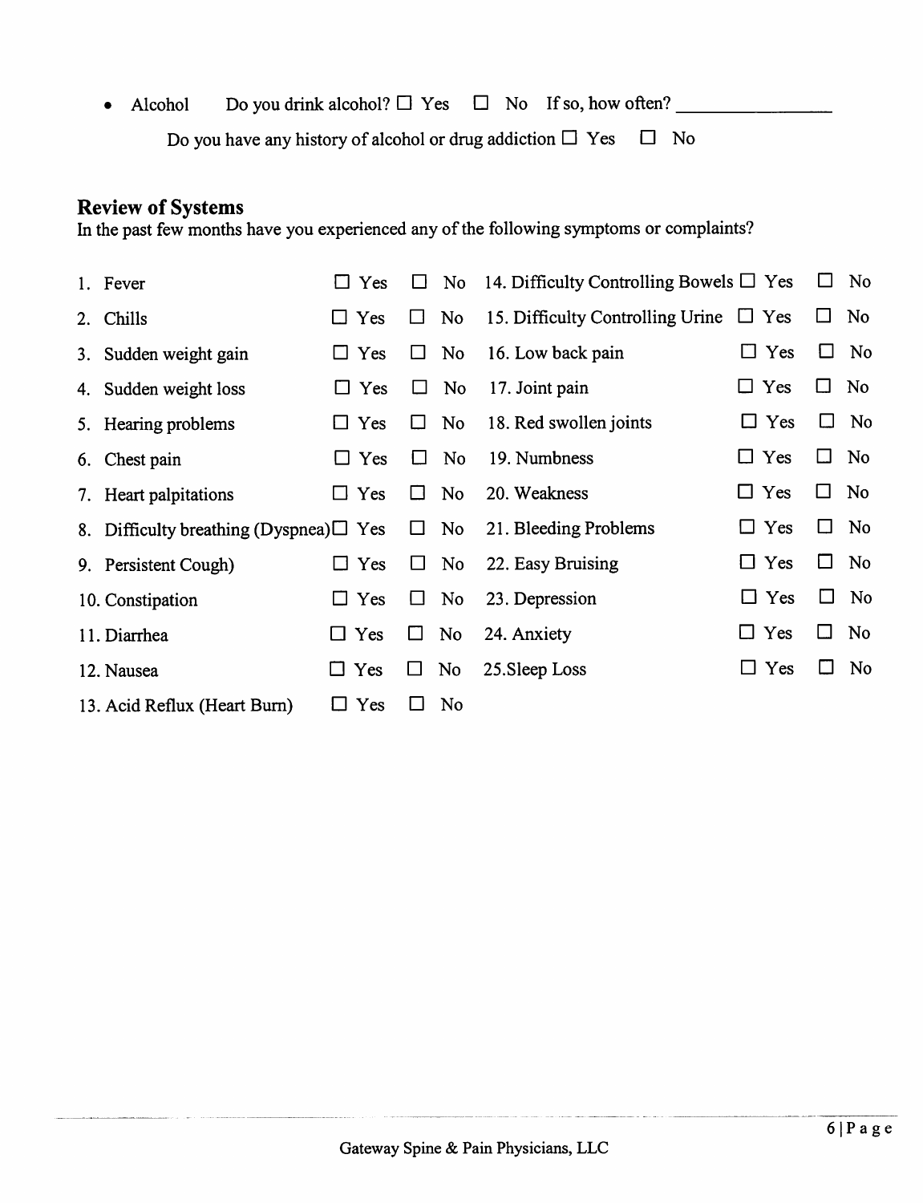- Alcohol Do you drink alcohol? ☐ Yes ☐ No If so, how often? ________________

  Do you have any history of alcohol or drug addiction ☐ Yes ☐ No

## Review of Systems

In the past few months have you experienced any of the following symptoms or complaints?

| | | | | | |
|---|---|---|---|---|---|
| 1. Fever | ☐ Yes | ☐ No | 14. Difficulty Controlling Bowels | ☐ Yes | ☐ No |
| 2. Chills | ☐ Yes | ☐ No | 15. Difficulty Controlling Urine | ☐ Yes | ☐ No |
| 3. Sudden weight gain | ☐ Yes | ☐ No | 16. Low back pain | ☐ Yes | ☐ No |
| 4. Sudden weight loss | ☐ Yes | ☐ No | 17. Joint pain | ☐ Yes | ☐ No |
| 5. Hearing problems | ☐ Yes | ☐ No | 18. Red swollen joints | ☐ Yes | ☐ No |
| 6. Chest pain | ☐ Yes | ☐ No | 19. Numbness | ☐ Yes | ☐ No |
| 7. Heart palpitations | ☐ Yes | ☐ No | 20. Weakness | ☐ Yes | ☐ No |
| 8. Difficulty breathing (Dyspnea) | ☐ Yes | ☐ No | 21. Bleeding Problems | ☐ Yes | ☐ No |
| 9. Persistent Cough) | ☐ Yes | ☐ No | 22. Easy Bruising | ☐ Yes | ☐ No |
| 10. Constipation | ☐ Yes | ☐ No | 23. Depression | ☐ Yes | ☐ No |
| 11. Diarrhea | ☐ Yes | ☐ No | 24. Anxiety | ☐ Yes | ☐ No |
| 12. Nausea | ☐ Yes | ☐ No | 25.Sleep Loss | ☐ Yes | ☐ No |
| 13. Acid Reflux (Heart Burn) | ☐ Yes | ☐ No | | | |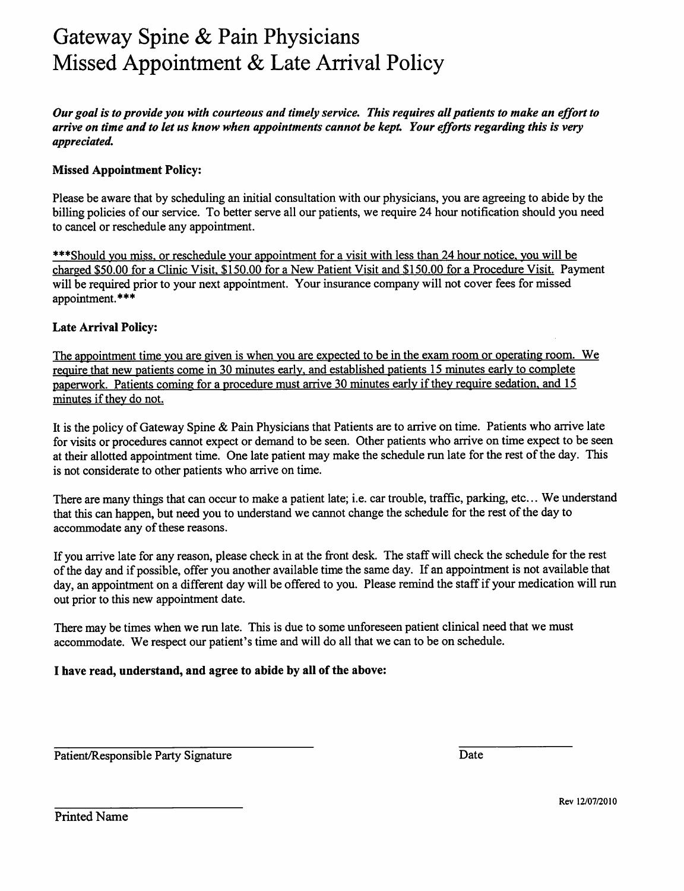# Gateway Spine & Pain Physicians
# Missed Appointment & Late Arrival Policy

***Our goal is to provide you with courteous and timely service. This requires all patients to make an effort to arrive on time and to let us know when appointments cannot be kept. Your efforts regarding this is very appreciated.***

**Missed Appointment Policy:**

Please be aware that by scheduling an initial consultation with our physicians, you are agreeing to abide by the billing policies of our service. To better serve all our patients, we require 24 hour notification should you need to cancel or reschedule any appointment.

***Should you miss, or reschedule your appointment for a visit with less than 24 hour notice, you will be charged $50.00 for a Clinic Visit, $150.00 for a New Patient Visit and $150.00 for a Procedure Visit. Payment will be required prior to your next appointment. Your insurance company will not cover fees for missed appointment.***

**Late Arrival Policy:**

The appointment time you are given is when you are expected to be in the exam room or operating room. We require that new patients come in 30 minutes early, and established patients 15 minutes early to complete paperwork. Patients coming for a procedure must arrive 30 minutes early if they require sedation, and 15 minutes if they do not.

It is the policy of Gateway Spine & Pain Physicians that Patients are to arrive on time. Patients who arrive late for visits or procedures cannot expect or demand to be seen. Other patients who arrive on time expect to be seen at their allotted appointment time. One late patient may make the schedule run late for the rest of the day. This is not considerate to other patients who arrive on time.

There are many things that can occur to make a patient late; i.e. car trouble, traffic, parking, etc… We understand that this can happen, but need you to understand we cannot change the schedule for the rest of the day to accommodate any of these reasons.

If you arrive late for any reason, please check in at the front desk. The staff will check the schedule for the rest of the day and if possible, offer you another available time the same day. If an appointment is not available that day, an appointment on a different day will be offered to you. Please remind the staff if your medication will run out prior to this new appointment date.

There may be times when we run late. This is due to some unforeseen patient clinical need that we must accommodate. We respect our patient's time and will do all that we can to be on schedule.

**I have read, understand, and agree to abide by all of the above:**

\_\_\_\_\_\_\_\_\_\_\_\_\_\_\_\_\_\_\_\_\_\_\_\_\_\_\_\_\_\_\_\_\_\_\_\_ \_\_\_\_\_\_\_\_\_\_\_\_\_\_\_\_

Patient/Responsible Party Signature Date

\_\_\_\_\_\_\_\_\_\_\_\_\_\_\_\_\_\_\_\_\_\_\_\_\_\_

Printed Name

Rev 12/07/2010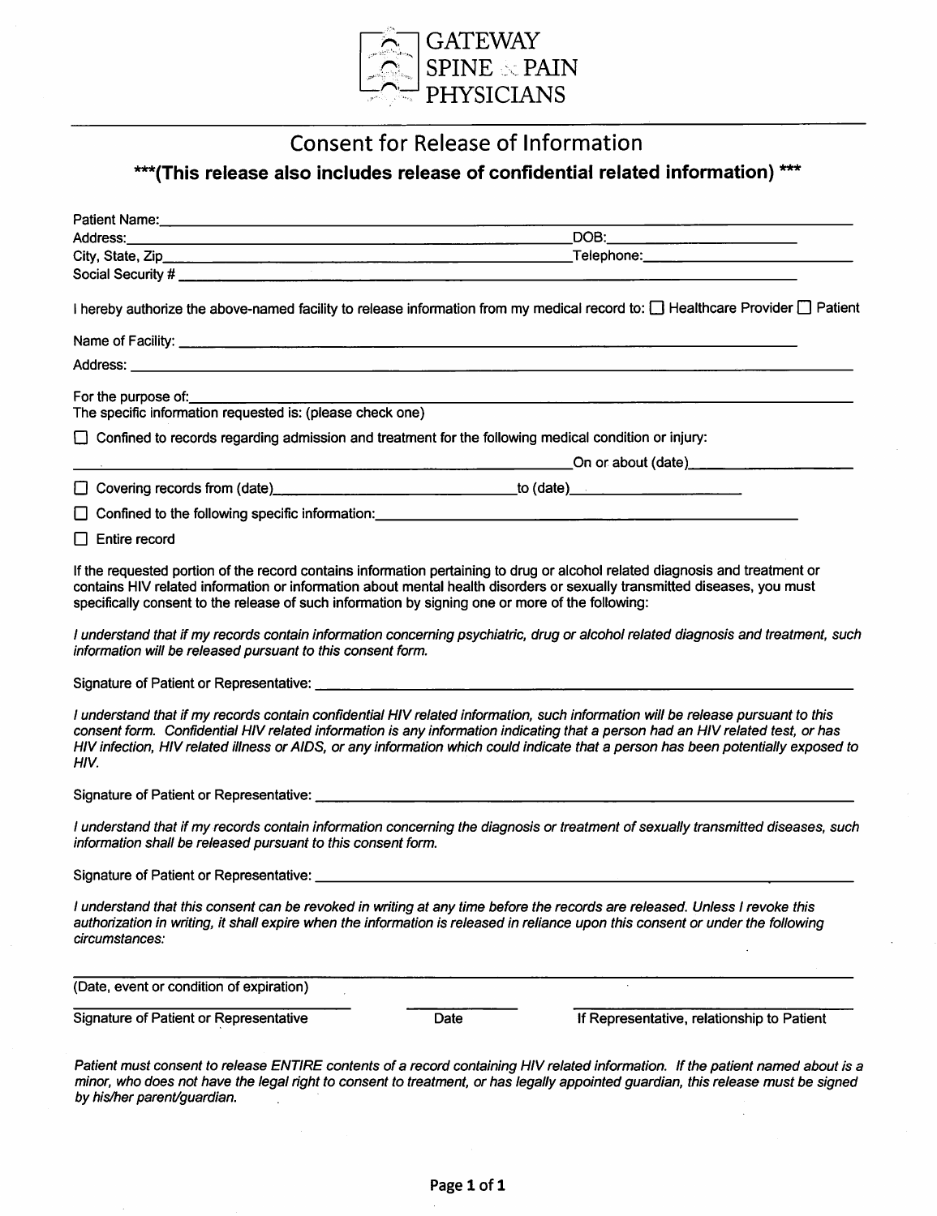GATEWAY
SPINE & PAIN
PHYSICIANS

# Consent for Release of Information

**\*\*\*(This release also includes release of confidential related information) \*\*\***

Patient Name:_______________________________________________

Address:_______________________________________________ DOB:_______________________

City, State, Zip_______________________________________________ Telephone:_______________________

Social Security # _______________________________________________

I hereby authorize the above-named facility to release information from my medical record to: ☐ Healthcare Provider ☐ Patient

Name of Facility: _______________________________________________

Address: _______________________________________________

For the purpose of:_______________________________________________

The specific information requested is: (please check one)

☐ Confined to records regarding admission and treatment for the following medical condition or injury:

_______________________________________________ On or about (date)_______________________

☐ Covering records from (date)_______________________ to (date)_______________________

☐ Confined to the following specific information:_______________________________________________

☐ Entire record

If the requested portion of the record contains information pertaining to drug or alcohol related diagnosis and treatment or contains HIV related information or information about mental health disorders or sexually transmitted diseases, you must specifically consent to the release of such information by signing one or more of the following:

*I understand that if my records contain information concerning psychiatric, drug or alcohol related diagnosis and treatment, such information will be released pursuant to this consent form.*

Signature of Patient or Representative: _______________________________________________

*I understand that if my records contain confidential HIV related information, such information will be release pursuant to this consent form. Confidential HIV related information is any information indicating that a person had an HIV related test, or has HIV infection, HIV related illness or AIDS, or any information which could indicate that a person has been potentially exposed to HIV.*

Signature of Patient or Representative: _______________________________________________

*I understand that if my records contain information concerning the diagnosis or treatment of sexually transmitted diseases, such information shall be released pursuant to this consent form.*

Signature of Patient or Representative: _______________________________________________

*I understand that this consent can be revoked in writing at any time before the records are released. Unless I revoke this authorization in writing, it shall expire when the information is released in reliance upon this consent or under the following circumstances:*

_______________________________________________

(Date, event or condition of expiration)

_______________________ Signature of Patient or Representative | _______ Date | _______________________ If Representative, relationship to Patient

*Patient must consent to release ENTIRE contents of a record containing HIV related information. If the patient named about is a minor, who does not have the legal right to consent to treatment, or has legally appointed guardian, this release must be signed by his/her parent/guardian.*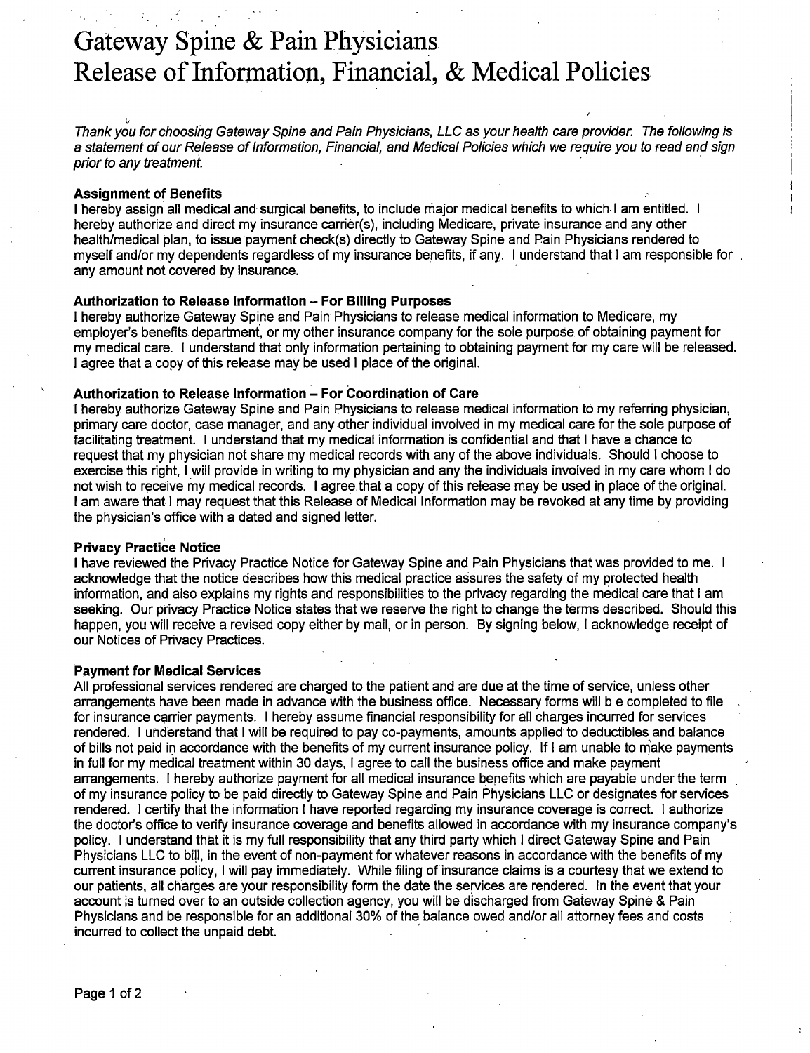# Gateway Spine & Pain Physicians
# Release of Information, Financial, & Medical Policies

*Thank you for choosing Gateway Spine and Pain Physicians, LLC as your health care provider. The following is a statement of our Release of Information, Financial, and Medical Policies which we require you to read and sign prior to any treatment.*

**Assignment of Benefits**

I hereby assign all medical and surgical benefits, to include major medical benefits to which I am entitled. I hereby authorize and direct my insurance carrier(s), including Medicare, private insurance and any other health/medical plan, to issue payment check(s) directly to Gateway Spine and Pain Physicians rendered to myself and/or my dependents regardless of my insurance benefits, if any. I understand that I am responsible for any amount not covered by insurance.

**Authorization to Release Information – For Billing Purposes**

I hereby authorize Gateway Spine and Pain Physicians to release medical information to Medicare, my employer's benefits department, or my other insurance company for the sole purpose of obtaining payment for my medical care. I understand that only information pertaining to obtaining payment for my care will be released. I agree that a copy of this release may be used I place of the original.

**Authorization to Release Information – For Coordination of Care**

I hereby authorize Gateway Spine and Pain Physicians to release medical information to my referring physician, primary care doctor, case manager, and any other individual involved in my medical care for the sole purpose of facilitating treatment. I understand that my medical information is confidential and that I have a chance to request that my physician not share my medical records with any of the above individuals. Should I choose to exercise this right, I will provide in writing to my physician and any the individuals involved in my care whom I do not wish to receive my medical records. I agree that a copy of this release may be used in place of the original. I am aware that I may request that this Release of Medical Information may be revoked at any time by providing the physician's office with a dated and signed letter.

**Privacy Practice Notice**

I have reviewed the Privacy Practice Notice for Gateway Spine and Pain Physicians that was provided to me. I acknowledge that the notice describes how this medical practice assures the safety of my protected health information, and also explains my rights and responsibilities to the privacy regarding the medical care that I am seeking. Our privacy Practice Notice states that we reserve the right to change the terms described. Should this happen, you will receive a revised copy either by mail, or in person. By signing below, I acknowledge receipt of our Notices of Privacy Practices.

**Payment for Medical Services**

All professional services rendered are charged to the patient and are due at the time of service, unless other arrangements have been made in advance with the business office. Necessary forms will b e completed to file for insurance carrier payments. I hereby assume financial responsibility for all charges incurred for services rendered. I understand that I will be required to pay co-payments, amounts applied to deductibles and balance of bills not paid in accordance with the benefits of my current insurance policy. If I am unable to make payments in full for my medical treatment within 30 days, I agree to call the business office and make payment arrangements. I hereby authorize payment for all medical insurance benefits which are payable under the term of my insurance policy to be paid directly to Gateway Spine and Pain Physicians LLC or designates for services rendered. I certify that the information I have reported regarding my insurance coverage is correct. I authorize the doctor's office to verify insurance coverage and benefits allowed in accordance with my insurance company's policy. I understand that it is my full responsibility that any third party which I direct Gateway Spine and Pain Physicians LLC to bill, in the event of non-payment for whatever reasons in accordance with the benefits of my current insurance policy, I will pay immediately. While filing of insurance claims is a courtesy that we extend to our patients, all charges are your responsibility form the date the services are rendered. In the event that your account is turned over to an outside collection agency, you will be discharged from Gateway Spine & Pain Physicians and be responsible for an additional 30% of the balance owed and/or all attorney fees and costs incurred to collect the unpaid debt.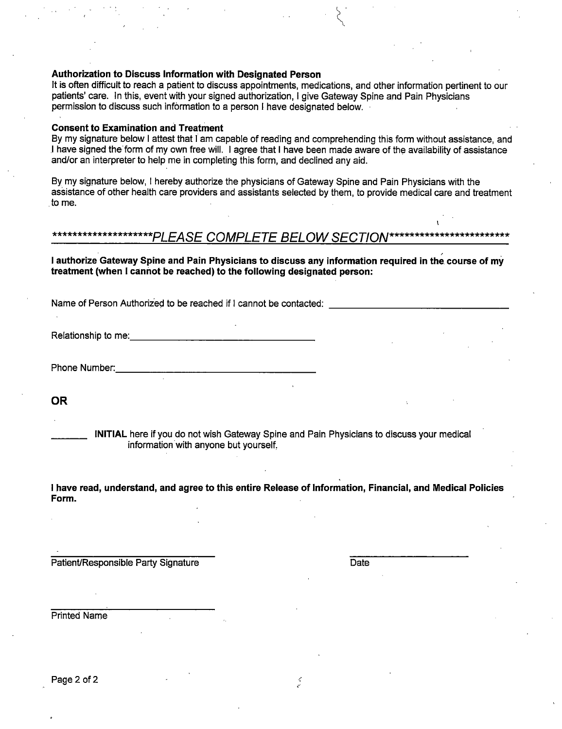**Authorization to Discuss Information with Designated Person**

It is often difficult to reach a patient to discuss appointments, medications, and other information pertinent to our patients' care. In this, event with your signed authorization, I give Gateway Spine and Pain Physicians permission to discuss such information to a person I have designated below.

**Consent to Examination and Treatment**

By my signature below I attest that I am capable of reading and comprehending this form without assistance, and I have signed the form of my own free will. I agree that I have been made aware of the availability of assistance and/or an interpreter to help me in completing this form, and declined any aid.

By my signature below, I hereby authorize the physicians of Gateway Spine and Pain Physicians with the assistance of other health care providers and assistants selected by them, to provide medical care and treatment to me.

********************PLEASE COMPLETE BELOW SECTION************************

**I authorize Gateway Spine and Pain Physicians to discuss any information required in the course of my treatment (when I cannot be reached) to the following designated person:**

Name of Person Authorized to be reached if I cannot be contacted: ______________________________

Relationship to me: ______________________________

Phone Number: ______________________________

**OR**

_______ **INITIAL** here if you do not wish Gateway Spine and Pain Physicians to discuss your medical information with anyone but yourself.

**I have read, understand, and agree to this entire Release of Information, Financial, and Medical Policies Form.**

______________________________ Patient/Responsible Party Signature

______________________________ Date

______________________________ Printed Name